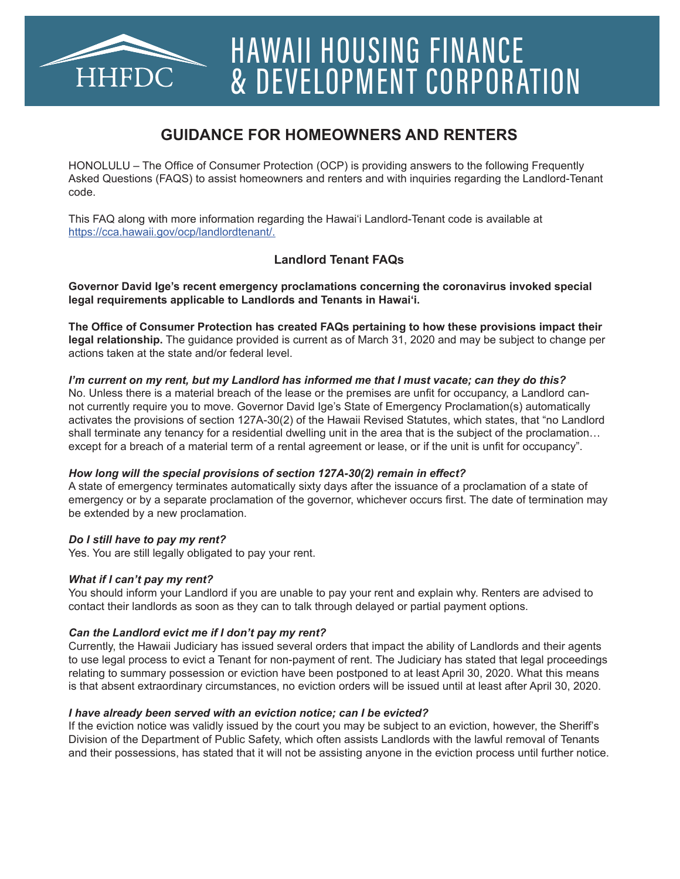# HAWAII HOUSING FINANCE & DEVELOPMENT CORPORATION

HHFDC

## GUIDANCE FOR HOMEOWNERS AND RENTERS

HONOLULU – The Office of Consumer Protection (OCP) is providing answers to the following Frequently Asked Questions (FAQS) to assist homeowners and renters and with inquiries regarding the Landlord-Tenant code.

This FAQ along with more information regarding the Hawaiʻi Landlord-Tenant code is available at https://cca.hawaii.gov/ocp/landlordtenant/.

### Landlord Tenant FAQs

**Governor David Ige's recent emergency proclamations concerning the coronavirus invoked special legal requirements applicable to Landlords and Tenants in Hawaiʻi.**

**The Office of Consumer Protection has created FAQs pertaining to how these provisions impact their legal relationship.** The guidance provided is current as of March 31, 2020 and may be subject to change per actions taken at the state and/or federal level.

***I'm current on my rent, but my Landlord has informed me that I must vacate; can they do this?***
No. Unless there is a material breach of the lease or the premises are unfit for occupancy, a Landlord cannot currently require you to move. Governor David Ige's State of Emergency Proclamation(s) automatically activates the provisions of section 127A-30(2) of the Hawaii Revised Statutes, which states, that "no Landlord shall terminate any tenancy for a residential dwelling unit in the area that is the subject of the proclamation… except for a breach of a material term of a rental agreement or lease, or if the unit is unfit for occupancy".

***How long will the special provisions of section 127A-30(2) remain in effect?***
A state of emergency terminates automatically sixty days after the issuance of a proclamation of a state of emergency or by a separate proclamation of the governor, whichever occurs first. The date of termination may be extended by a new proclamation.

***Do I still have to pay my rent?***
Yes. You are still legally obligated to pay your rent.

***What if I can't pay my rent?***
You should inform your Landlord if you are unable to pay your rent and explain why. Renters are advised to contact their landlords as soon as they can to talk through delayed or partial payment options.

***Can the Landlord evict me if I don't pay my rent?***
Currently, the Hawaii Judiciary has issued several orders that impact the ability of Landlords and their agents to use legal process to evict a Tenant for non-payment of rent. The Judiciary has stated that legal proceedings relating to summary possession or eviction have been postponed to at least April 30, 2020. What this means is that absent extraordinary circumstances, no eviction orders will be issued until at least after April 30, 2020.

***I have already been served with an eviction notice; can I be evicted?***
If the eviction notice was validly issued by the court you may be subject to an eviction, however, the Sheriff's Division of the Department of Public Safety, which often assists Landlords with the lawful removal of Tenants and their possessions, has stated that it will not be assisting anyone in the eviction process until further notice.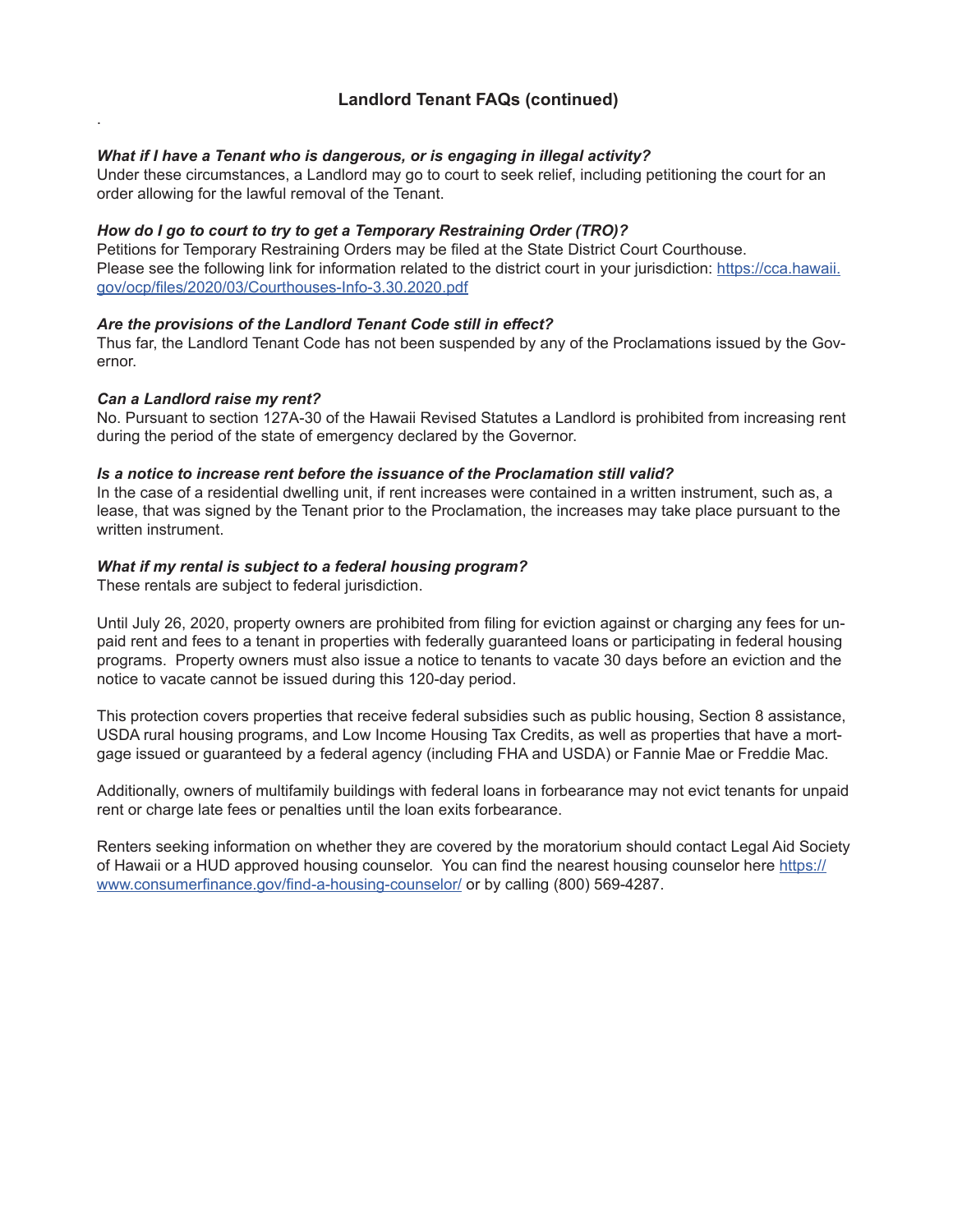## Landlord Tenant FAQs (continued)

.

***What if I have a Tenant who is dangerous, or is engaging in illegal activity?***
Under these circumstances, a Landlord may go to court to seek relief, including petitioning the court for an order allowing for the lawful removal of the Tenant.

***How do I go to court to try to get a Temporary Restraining Order (TRO)?***
Petitions for Temporary Restraining Orders may be filed at the State District Court Courthouse.
Please see the following link for information related to the district court in your jurisdiction: [https://cca.hawaii.gov/ocp/files/2020/03/Courthouses-Info-3.30.2020.pdf](https://cca.hawaii.gov/ocp/files/2020/03/Courthouses-Info-3.30.2020.pdf)

***Are the provisions of the Landlord Tenant Code still in effect?***
Thus far, the Landlord Tenant Code has not been suspended by any of the Proclamations issued by the Governor.

***Can a Landlord raise my rent?***
No. Pursuant to section 127A-30 of the Hawaii Revised Statutes a Landlord is prohibited from increasing rent during the period of the state of emergency declared by the Governor.

***Is a notice to increase rent before the issuance of the Proclamation still valid?***
In the case of a residential dwelling unit, if rent increases were contained in a written instrument, such as, a lease, that was signed by the Tenant prior to the Proclamation, the increases may take place pursuant to the written instrument.

***What if my rental is subject to a federal housing program?***
These rentals are subject to federal jurisdiction.

Until July 26, 2020, property owners are prohibited from filing for eviction against or charging any fees for unpaid rent and fees to a tenant in properties with federally guaranteed loans or participating in federal housing programs. Property owners must also issue a notice to tenants to vacate 30 days before an eviction and the notice to vacate cannot be issued during this 120-day period.

This protection covers properties that receive federal subsidies such as public housing, Section 8 assistance, USDA rural housing programs, and Low Income Housing Tax Credits, as well as properties that have a mortgage issued or guaranteed by a federal agency (including FHA and USDA) or Fannie Mae or Freddie Mac.

Additionally, owners of multifamily buildings with federal loans in forbearance may not evict tenants for unpaid rent or charge late fees or penalties until the loan exits forbearance.

Renters seeking information on whether they are covered by the moratorium should contact Legal Aid Society of Hawaii or a HUD approved housing counselor. You can find the nearest housing counselor here [https://www.consumerfinance.gov/find-a-housing-counselor/](https://www.consumerfinance.gov/find-a-housing-counselor/) or by calling (800) 569-4287.